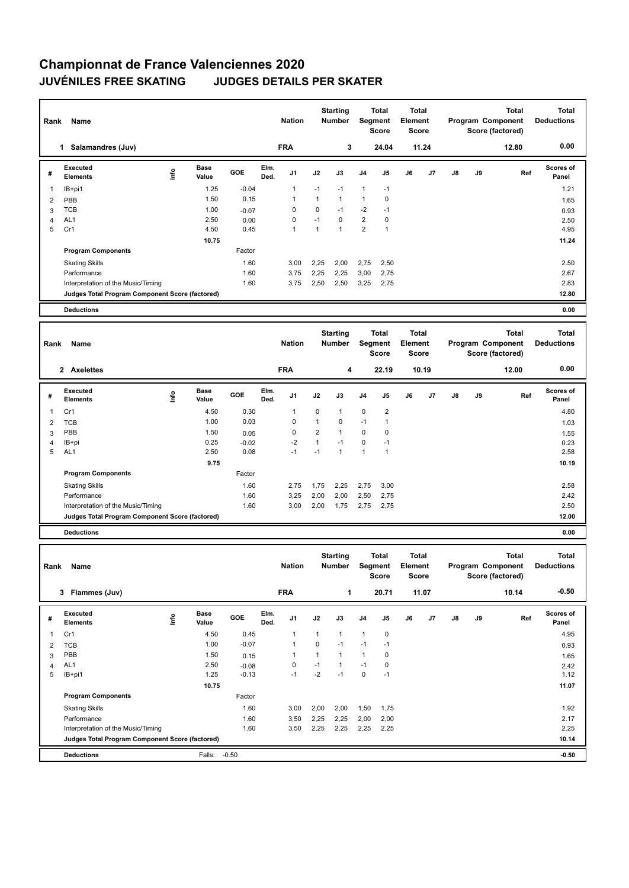# Championnat de France Valenciennes 2020

## JUVÉNILES FREE SKATING JUDGES DETAILS PER SKATER

| Rank | Name | Nation | Starting Number | Total Segment Score | Total Element Score | Total Program Component Score (factored) | Total Deductions |
|---|---|---|---|---|---|---|---|
| 1 | Salamandres (Juv) | FRA | 3 | 24.04 | 11.24 | 12.80 | 0.00 |

| # | Executed Elements | Info | Base Value | GOE | Elm. Ded. | J1 | J2 | J3 | J4 | J5 | J6 | J7 | J8 | J9 | Ref | Scores of Panel |
|---|---|---|---|---|---|---|---|---|---|---|---|---|---|---|---|---|
| 1 | IB+pi1 | | 1.25 | -0.04 | | 1 | -1 | -1 | 1 | -1 | | | | | | 1.21 |
| 2 | PBB | | 1.50 | 0.15 | | 1 | 1 | 1 | 1 | 0 | | | | | | 1.65 |
| 3 | TCB | | 1.00 | -0.07 | | 0 | 0 | -1 | -2 | -1 | | | | | | 0.93 |
| 4 | AL1 | | 2.50 | 0.00 | | 0 | -1 | 0 | 2 | 0 | | | | | | 2.50 |
| 5 | Cr1 | | 4.50 | 0.45 | | 1 | 1 | 1 | 2 | 1 | | | | | | 4.95 |
| | | | 10.75 | | | | | | | | | | | | | 11.24 |

| Program Components | Factor | J1 | J2 | J3 | J4 | J5 | J6 | J7 | J8 | J9 | | Scores of Panel |
|---|---|---|---|---|---|---|---|---|---|---|---|---|
| Skating Skills | 1.60 | 3,00 | 2,25 | 2,00 | 2,75 | 2,50 | | | | | | 2.50 |
| Performance | 1.60 | 3,75 | 2,25 | 2,25 | 3,00 | 2,75 | | | | | | 2.67 |
| Interpretation of the Music/Timing | 1.60 | 3,75 | 2,50 | 2,50 | 3,25 | 2,75 | | | | | | 2.83 |
| Judges Total Program Component Score (factored) | | | | | | | | | | | | 12.80 |

| Deductions | | 0.00 |
|---|---|---|

| Rank | Name | Nation | Starting Number | Total Segment Score | Total Element Score | Total Program Component Score (factored) | Total Deductions |
|---|---|---|---|---|---|---|---|
| 2 | Axelettes | FRA | 4 | 22.19 | 10.19 | 12.00 | 0.00 |

| # | Executed Elements | Info | Base Value | GOE | Elm. Ded. | J1 | J2 | J3 | J4 | J5 | J6 | J7 | J8 | J9 | Ref | Scores of Panel |
|---|---|---|---|---|---|---|---|---|---|---|---|---|---|---|---|---|
| 1 | Cr1 | | 4.50 | 0.30 | | 1 | 0 | 1 | 0 | 2 | | | | | | 4.80 |
| 2 | TCB | | 1.00 | 0.03 | | 0 | 1 | 0 | -1 | 1 | | | | | | 1.03 |
| 3 | PBB | | 1.50 | 0.05 | | 0 | 2 | 1 | 0 | 0 | | | | | | 1.55 |
| 4 | IB+pi | | 0.25 | -0.02 | | -2 | 1 | -1 | 0 | -1 | | | | | | 0.23 |
| 5 | AL1 | | 2.50 | 0.08 | | -1 | -1 | 1 | 1 | 1 | | | | | | 2.58 |
| | | | 9.75 | | | | | | | | | | | | | 10.19 |

| Program Components | Factor | J1 | J2 | J3 | J4 | J5 | J6 | J7 | J8 | J9 | | Scores of Panel |
|---|---|---|---|---|---|---|---|---|---|---|---|---|
| Skating Skills | 1.60 | 2,75 | 1,75 | 2,25 | 2,75 | 3,00 | | | | | | 2.58 |
| Performance | 1.60 | 3,25 | 2,00 | 2,00 | 2,50 | 2,75 | | | | | | 2.42 |
| Interpretation of the Music/Timing | 1.60 | 3,00 | 2,00 | 1,75 | 2,75 | 2,75 | | | | | | 2.50 |
| Judges Total Program Component Score (factored) | | | | | | | | | | | | 12.00 |

| Deductions | | 0.00 |
|---|---|---|

| Rank | Name | Nation | Starting Number | Total Segment Score | Total Element Score | Total Program Component Score (factored) | Total Deductions |
|---|---|---|---|---|---|---|---|
| 3 | Flammes (Juv) | FRA | 1 | 20.71 | 11.07 | 10.14 | -0.50 |

| # | Executed Elements | Info | Base Value | GOE | Elm. Ded. | J1 | J2 | J3 | J4 | J5 | J6 | J7 | J8 | J9 | Ref | Scores of Panel |
|---|---|---|---|---|---|---|---|---|---|---|---|---|---|---|---|---|
| 1 | Cr1 | | 4.50 | 0.45 | | 1 | 1 | 1 | 1 | 0 | | | | | | 4.95 |
| 2 | TCB | | 1.00 | -0.07 | | 1 | 0 | -1 | -1 | -1 | | | | | | 0.93 |
| 3 | PBB | | 1.50 | 0.15 | | 1 | 1 | 1 | 1 | 0 | | | | | | 1.65 |
| 4 | AL1 | | 2.50 | -0.08 | | 0 | -1 | 1 | -1 | 0 | | | | | | 2.42 |
| 5 | IB+pi1 | | 1.25 | -0.13 | | -1 | -2 | -1 | 0 | -1 | | | | | | 1.12 |
| | | | 10.75 | | | | | | | | | | | | | 11.07 |

| Program Components | Factor | J1 | J2 | J3 | J4 | J5 | J6 | J7 | J8 | J9 | | Scores of Panel |
|---|---|---|---|---|---|---|---|---|---|---|---|---|
| Skating Skills | 1.60 | 3,00 | 2,00 | 2,00 | 1,50 | 1,75 | | | | | | 1.92 |
| Performance | 1.60 | 3,50 | 2,25 | 2,25 | 2,00 | 2,00 | | | | | | 2.17 |
| Interpretation of the Music/Timing | 1.60 | 3,50 | 2,25 | 2,25 | 2,25 | 2,25 | | | | | | 2.25 |
| Judges Total Program Component Score (factored) | | | | | | | | | | | | 10.14 |

| Deductions | Falls: -0.50 | -0.50 |
|---|---|---|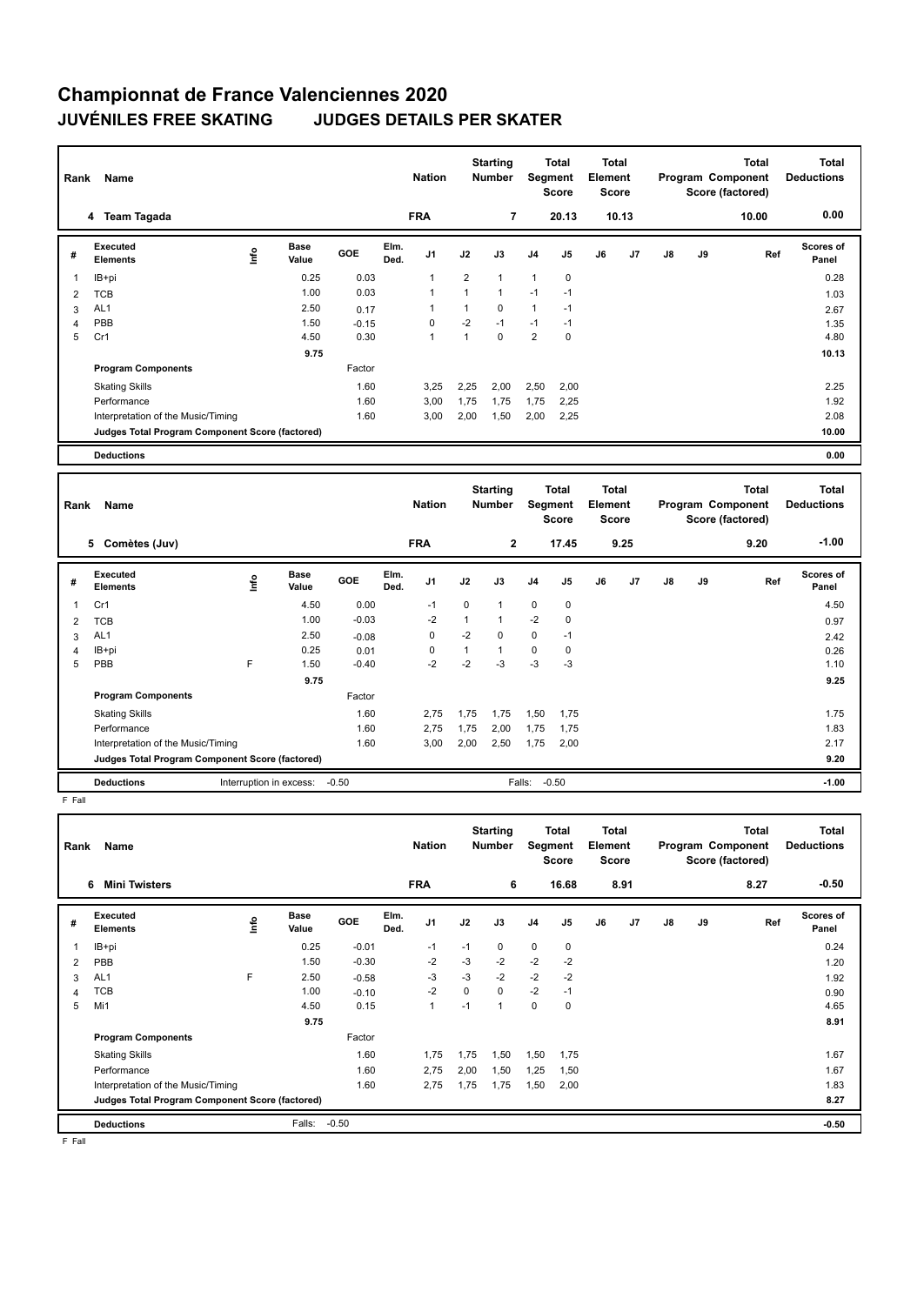# Championnat de France Valenciennes 2020

## JUVÉNILES FREE SKATING JUDGES DETAILS PER SKATER

| Rank | Name | Nation | Starting Number | Total Segment Score | Total Element Score | Total Program Component Score (factored) | Total Deductions |
|---|---|---|---|---|---|---|---|
| 4 | Team Tagada | FRA | 7 | 20.13 | 10.13 | 10.00 | 0.00 |

| # | Executed Elements | Info | Base Value | GOE | Elm. Ded. | J1 | J2 | J3 | J4 | J5 | J6 | J7 | J8 | J9 | Ref | Scores of Panel |
|---|---|---|---|---|---|---|---|---|---|---|---|---|---|---|---|---|
| 1 | IB+pi | | 0.25 | 0.03 | | 1 | 2 | 1 | 1 | 0 | | | | | | 0.28 |
| 2 | TCB | | 1.00 | 0.03 | | 1 | 1 | 1 | -1 | -1 | | | | | | 1.03 |
| 3 | AL1 | | 2.50 | 0.17 | | 1 | 1 | 0 | 1 | -1 | | | | | | 2.67 |
| 4 | PBB | | 1.50 | -0.15 | | 0 | -2 | -1 | -1 | -1 | | | | | | 1.35 |
| 5 | Cr1 | | 4.50 | 0.30 | | 1 | 1 | 0 | 2 | 0 | | | | | | 4.80 |
| | | | 9.75 | | | | | | | | | | | | | 10.13 |
| | **Program Components** | | | Factor | | | | | | | | | | | | |
| | Skating Skills | | | 1.60 | | 3,25 | 2,25 | 2,00 | 2,50 | 2,00 | | | | | | 2.25 |
| | Performance | | | 1.60 | | 3,00 | 1,75 | 1,75 | 1,75 | 2,25 | | | | | | 1.92 |
| | Interpretation of the Music/Timing | | | 1.60 | | 3,00 | 2,00 | 1,50 | 2,00 | 2,25 | | | | | | 2.08 |
| | **Judges Total Program Component Score (factored)** | | | | | | | | | | | | | | | 10.00 |
| | **Deductions** | | | | | | | | | | | | | | | 0.00 |

| Rank | Name | Nation | Starting Number | Total Segment Score | Total Element Score | Total Program Component Score (factored) | Total Deductions |
|---|---|---|---|---|---|---|---|
| 5 | Comètes (Juv) | FRA | 2 | 17.45 | 9.25 | 9.20 | -1.00 |

| # | Executed Elements | Info | Base Value | GOE | Elm. Ded. | J1 | J2 | J3 | J4 | J5 | J6 | J7 | J8 | J9 | Ref | Scores of Panel |
|---|---|---|---|---|---|---|---|---|---|---|---|---|---|---|---|---|
| 1 | Cr1 | | 4.50 | 0.00 | | -1 | 0 | 1 | 0 | 0 | | | | | | 4.50 |
| 2 | TCB | | 1.00 | -0.03 | | -2 | 1 | 1 | -2 | 0 | | | | | | 0.97 |
| 3 | AL1 | | 2.50 | -0.08 | | 0 | -2 | 0 | 0 | -1 | | | | | | 2.42 |
| 4 | IB+pi | | 0.25 | 0.01 | | 0 | 1 | 1 | 0 | 0 | | | | | | 0.26 |
| 5 | PBB | F | 1.50 | -0.40 | | -2 | -2 | -3 | -3 | -3 | | | | | | 1.10 |
| | | | 9.75 | | | | | | | | | | | | | 9.25 |
| | **Program Components** | | | Factor | | | | | | | | | | | | |
| | Skating Skills | | | 1.60 | | 2,75 | 1,75 | 1,75 | 1,50 | 1,75 | | | | | | 1.75 |
| | Performance | | | 1.60 | | 2,75 | 1,75 | 2,00 | 1,75 | 1,75 | | | | | | 1.83 |
| | Interpretation of the Music/Timing | | | 1.60 | | 3,00 | 2,00 | 2,50 | 1,75 | 2,00 | | | | | | 2.17 |
| | **Judges Total Program Component Score (factored)** | | | | | | | | | | | | | | | 9.20 |
| | **Deductions** | Interruption in excess: -0.50 | | | | | | Falls: -0.50 | | | | | | | | -1.00 |

F Fall

| Rank | Name | Nation | Starting Number | Total Segment Score | Total Element Score | Total Program Component Score (factored) | Total Deductions |
|---|---|---|---|---|---|---|---|
| 6 | Mini Twisters | FRA | 6 | 16.68 | 8.91 | 8.27 | -0.50 |

| # | Executed Elements | Info | Base Value | GOE | Elm. Ded. | J1 | J2 | J3 | J4 | J5 | J6 | J7 | J8 | J9 | Ref | Scores of Panel |
|---|---|---|---|---|---|---|---|---|---|---|---|---|---|---|---|---|
| 1 | IB+pi | | 0.25 | -0.01 | | -1 | -1 | 0 | 0 | 0 | | | | | | 0.24 |
| 2 | PBB | | 1.50 | -0.30 | | -2 | -3 | -2 | -2 | -2 | | | | | | 1.20 |
| 3 | AL1 | F | 2.50 | -0.58 | | -3 | -3 | -2 | -2 | -2 | | | | | | 1.92 |
| 4 | TCB | | 1.00 | -0.10 | | -2 | 0 | 0 | -2 | -1 | | | | | | 0.90 |
| 5 | Mi1 | | 4.50 | 0.15 | | 1 | -1 | 1 | 0 | 0 | | | | | | 4.65 |
| | | | 9.75 | | | | | | | | | | | | | 8.91 |
| | **Program Components** | | | Factor | | | | | | | | | | | | |
| | Skating Skills | | | 1.60 | | 1,75 | 1,75 | 1,50 | 1,50 | 1,75 | | | | | | 1.67 |
| | Performance | | | 1.60 | | 2,75 | 2,00 | 1,50 | 1,25 | 1,50 | | | | | | 1.67 |
| | Interpretation of the Music/Timing | | | 1.60 | | 2,75 | 1,75 | 1,75 | 1,50 | 2,00 | | | | | | 1.83 |
| | **Judges Total Program Component Score (factored)** | | | | | | | | | | | | | | | 8.27 |
| | **Deductions** | Falls: -0.50 | | | | | | | | | | | | | | -0.50 |

F Fall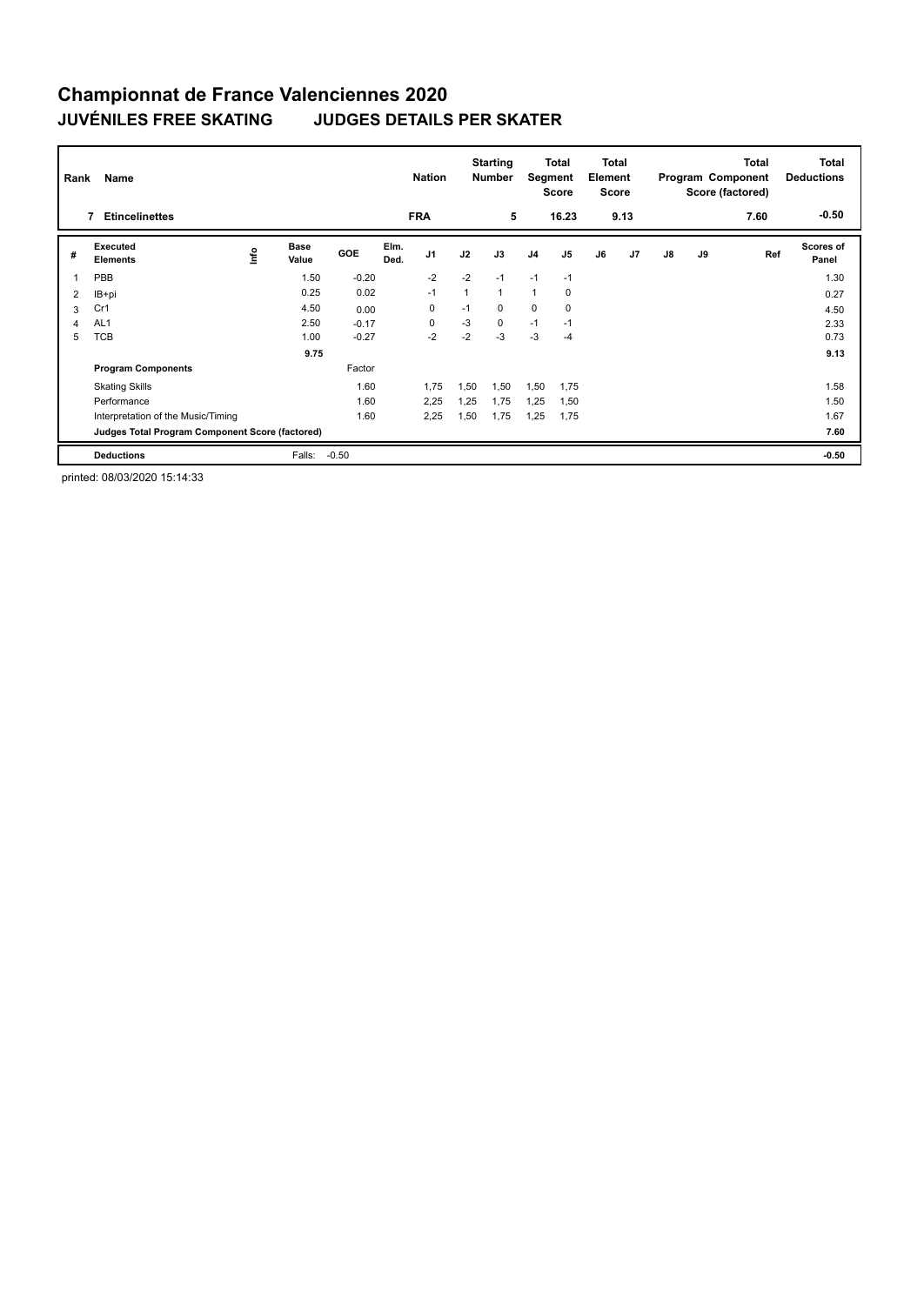# Championnat de France Valenciennes 2020

## JUVÉNILES FREE SKATING JUDGES DETAILS PER SKATER

| Rank | Name | Nation | Starting Number | Total Segment Score | Total Element Score | Total Program Component Score (factored) | Total Deductions |
|---|---|---|---|---|---|---|---|
| 7 | Etincelinettes | FRA | 5 | 16.23 | 9.13 | 7.60 | -0.50 |

| # | Executed Elements | Info | Base Value | GOE | Elm. Ded. | J1 | J2 | J3 | J4 | J5 | J6 | J7 | J8 | J9 | Ref | Scores of Panel |
|---|---|---|---|---|---|---|---|---|---|---|---|---|---|---|---|---|
| 1 | PBB | | 1.50 | -0.20 | | -2 | -2 | -1 | -1 | -1 | | | | | | 1.30 |
| 2 | IB+pi | | 0.25 | 0.02 | | -1 | 1 | 1 | 1 | 0 | | | | | | 0.27 |
| 3 | Cr1 | | 4.50 | 0.00 | | 0 | -1 | 0 | 0 | 0 | | | | | | 4.50 |
| 4 | AL1 | | 2.50 | -0.17 | | 0 | -3 | 0 | -1 | -1 | | | | | | 2.33 |
| 5 | TCB | | 1.00 | -0.27 | | -2 | -2 | -3 | -3 | -4 | | | | | | 0.73 |
| | | | 9.75 | | | | | | | | | | | | | 9.13 |
| | **Program Components** | | | Factor | | | | | | | | | | | | |
| | Skating Skills | | | 1.60 | | 1,75 | 1,50 | 1,50 | 1,50 | 1,75 | | | | | | 1.58 |
| | Performance | | | 1.60 | | 2,25 | 1,25 | 1,75 | 1,25 | 1,50 | | | | | | 1.50 |
| | Interpretation of the Music/Timing | | | 1.60 | | 2,25 | 1,50 | 1,75 | 1,25 | 1,75 | | | | | | 1.67 |
| | **Judges Total Program Component Score (factored)** | | | | | | | | | | | | | | | 7.60 |
| | **Deductions** | | Falls: | -0.50 | | | | | | | | | | | | -0.50 |

printed: 08/03/2020 15:14:33